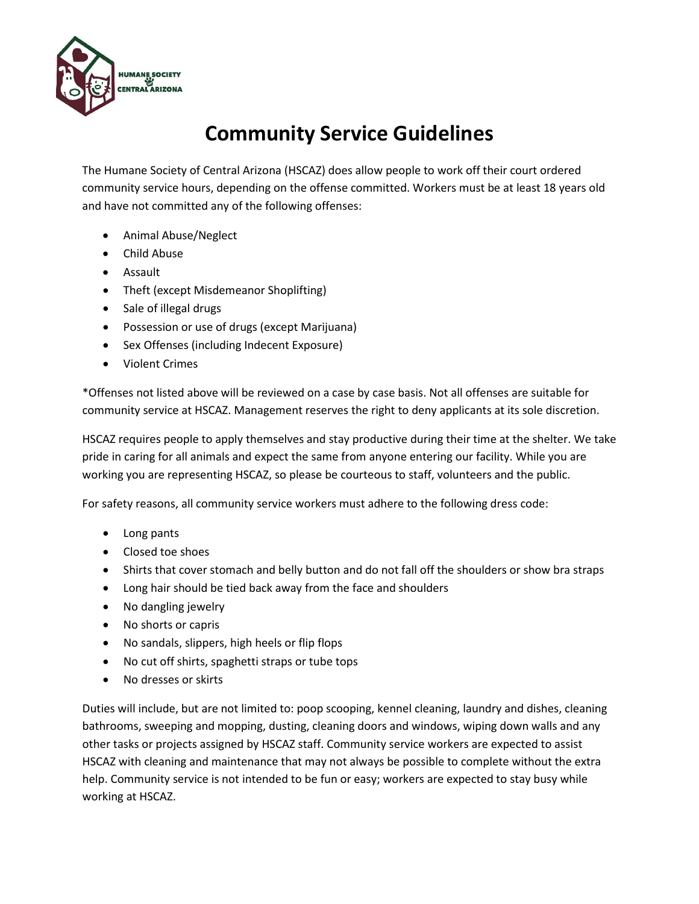HUMANE SOCIETY CENTRAL ARIZONA

# Community Service Guidelines

The Humane Society of Central Arizona (HSCAZ) does allow people to work off their court ordered community service hours, depending on the offense committed. Workers must be at least 18 years old and have not committed any of the following offenses:

- Animal Abuse/Neglect
- Child Abuse
- Assault
- Theft (except Misdemeanor Shoplifting)
- Sale of illegal drugs
- Possession or use of drugs (except Marijuana)
- Sex Offenses (including Indecent Exposure)
- Violent Crimes

*Offenses not listed above will be reviewed on a case by case basis. Not all offenses are suitable for community service at HSCAZ. Management reserves the right to deny applicants at its sole discretion.

HSCAZ requires people to apply themselves and stay productive during their time at the shelter. We take pride in caring for all animals and expect the same from anyone entering our facility. While you are working you are representing HSCAZ, so please be courteous to staff, volunteers and the public.

For safety reasons, all community service workers must adhere to the following dress code:

- Long pants
- Closed toe shoes
- Shirts that cover stomach and belly button and do not fall off the shoulders or show bra straps
- Long hair should be tied back away from the face and shoulders
- No dangling jewelry
- No shorts or capris
- No sandals, slippers, high heels or flip flops
- No cut off shirts, spaghetti straps or tube tops
- No dresses or skirts

Duties will include, but are not limited to: poop scooping, kennel cleaning, laundry and dishes, cleaning bathrooms, sweeping and mopping, dusting, cleaning doors and windows, wiping down walls and any other tasks or projects assigned by HSCAZ staff. Community service workers are expected to assist HSCAZ with cleaning and maintenance that may not always be possible to complete without the extra help. Community service is not intended to be fun or easy; workers are expected to stay busy while working at HSCAZ.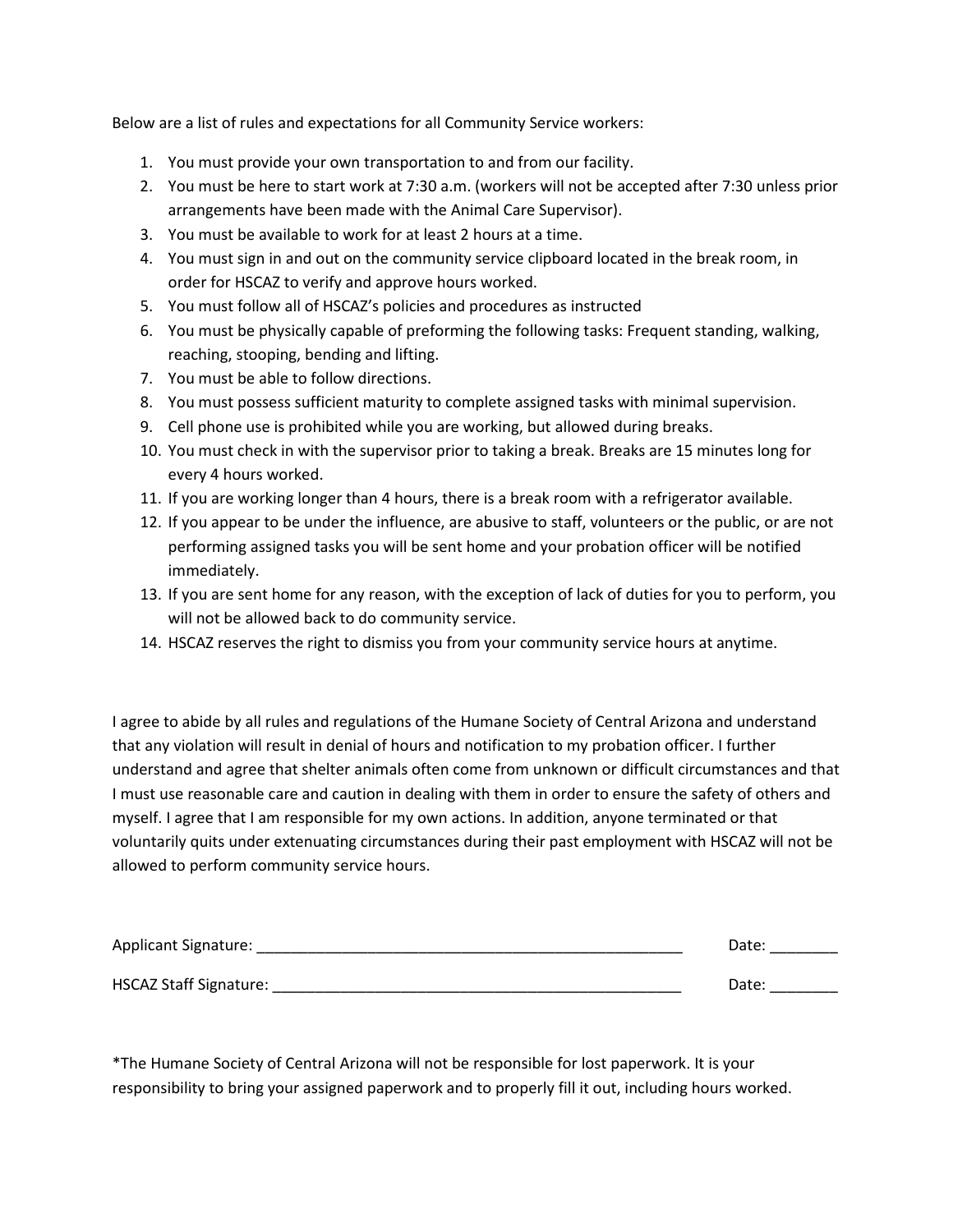Below are a list of rules and expectations for all Community Service workers:

1. You must provide your own transportation to and from our facility.
2. You must be here to start work at 7:30 a.m. (workers will not be accepted after 7:30 unless prior arrangements have been made with the Animal Care Supervisor).
3. You must be available to work for at least 2 hours at a time.
4. You must sign in and out on the community service clipboard located in the break room, in order for HSCAZ to verify and approve hours worked.
5. You must follow all of HSCAZ's policies and procedures as instructed
6. You must be physically capable of preforming the following tasks: Frequent standing, walking, reaching, stooping, bending and lifting.
7. You must be able to follow directions.
8. You must possess sufficient maturity to complete assigned tasks with minimal supervision.
9. Cell phone use is prohibited while you are working, but allowed during breaks.
10. You must check in with the supervisor prior to taking a break. Breaks are 15 minutes long for every 4 hours worked.
11. If you are working longer than 4 hours, there is a break room with a refrigerator available.
12. If you appear to be under the influence, are abusive to staff, volunteers or the public, or are not performing assigned tasks you will be sent home and your probation officer will be notified immediately.
13. If you are sent home for any reason, with the exception of lack of duties for you to perform, you will not be allowed back to do community service.
14. HSCAZ reserves the right to dismiss you from your community service hours at anytime.

I agree to abide by all rules and regulations of the Humane Society of Central Arizona and understand that any violation will result in denial of hours and notification to my probation officer. I further understand and agree that shelter animals often come from unknown or difficult circumstances and that I must use reasonable care and caution in dealing with them in order to ensure the safety of others and myself. I agree that I am responsible for my own actions. In addition, anyone terminated or that voluntarily quits under extenuating circumstances during their past employment with HSCAZ will not be allowed to perform community service hours.

Applicant Signature: ___________________________________________________ Date: ________

HSCAZ Staff Signature: _________________________________________________ Date: ________

*The Humane Society of Central Arizona will not be responsible for lost paperwork. It is your responsibility to bring your assigned paperwork and to properly fill it out, including hours worked.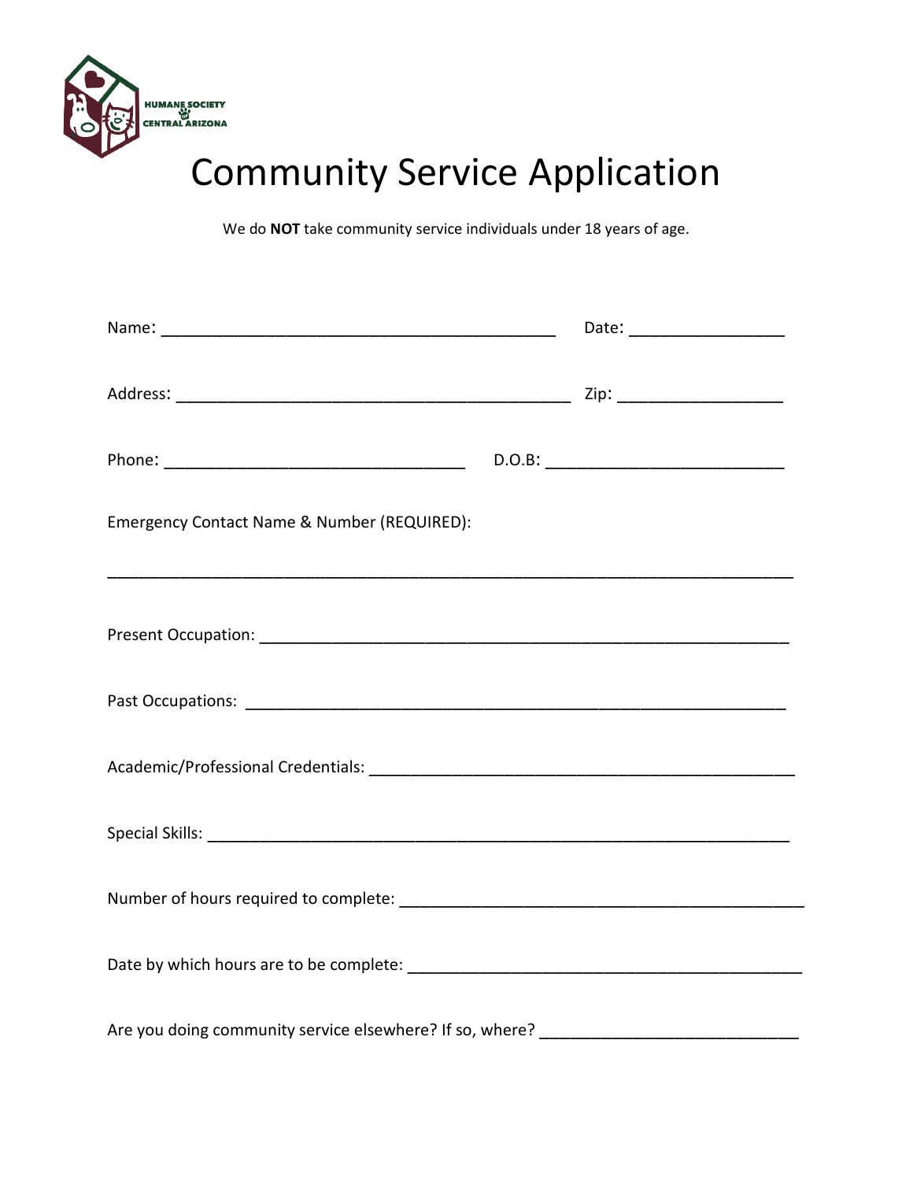HUMANE SOCIETY OF CENTRAL ARIZONA

# Community Service Application

We do **NOT** take community service individuals under 18 years of age.

Name: ____________________________________________ Date: _________________

Address: ____________________________________________ Zip: __________________

Phone: _________________________________ D.O.B: __________________________

Emergency Contact Name & Number (REQUIRED):

_____________________________________________________________________________

Present Occupation: ___________________________________________________________

Past Occupations: ____________________________________________________________

Academic/Professional Credentials: _______________________________________________

Special Skills: _______________________________________________________________

Number of hours required to complete: ___________________________________________

Date by which hours are to be complete: __________________________________________

Are you doing community service elsewhere? If so, where? _____________________________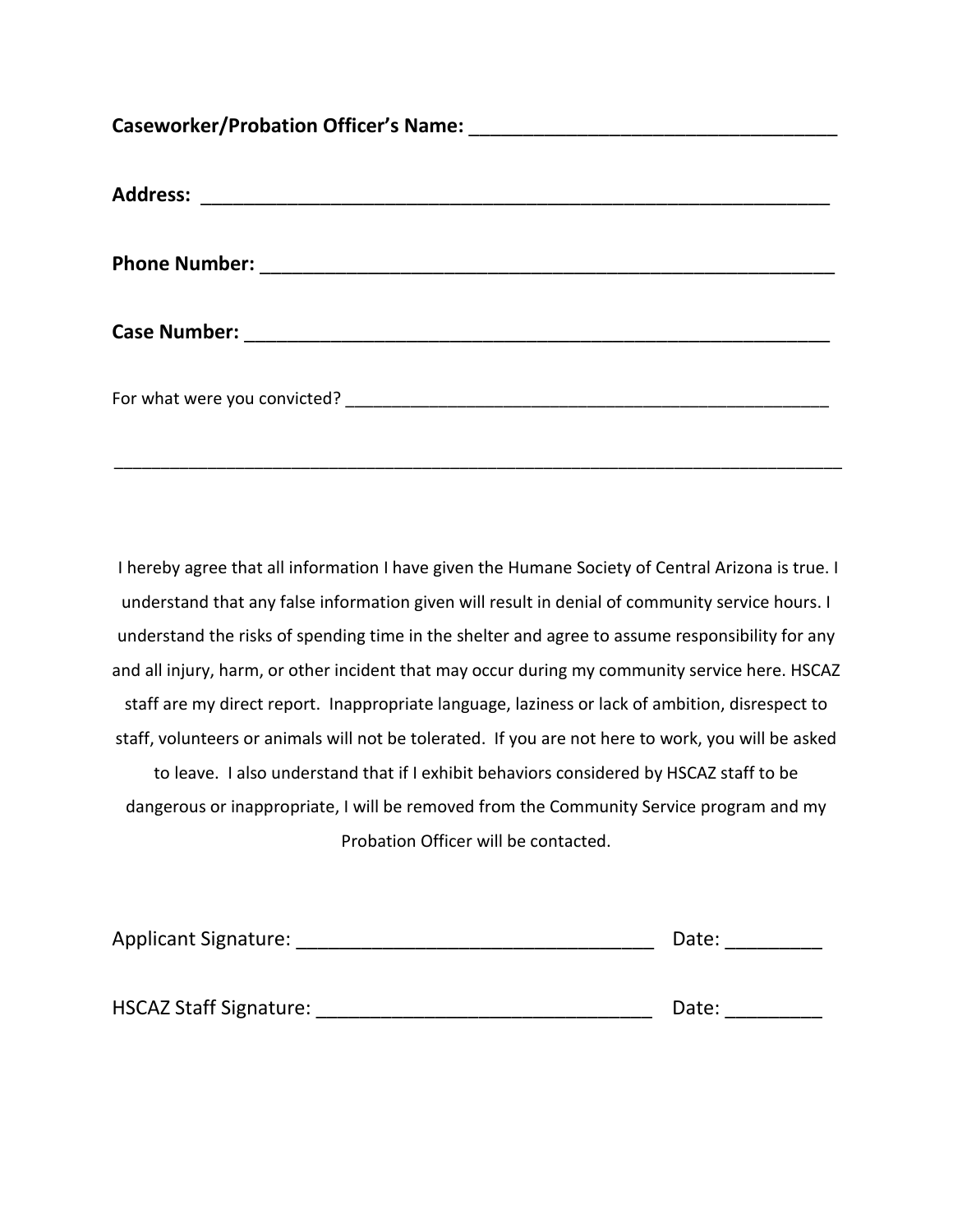**Caseworker/Probation Officer's Name:** ___________________________________

**Address:** ______________________________________________________________

**Phone Number:** _________________________________________________________

**Case Number:** __________________________________________________________

For what were you convicted? ______________________________________________

___________________________________________________________________________

I hereby agree that all information I have given the Humane Society of Central Arizona is true. I understand that any false information given will result in denial of community service hours. I understand the risks of spending time in the shelter and agree to assume responsibility for any and all injury, harm, or other incident that may occur during my community service here. HSCAZ staff are my direct report. Inappropriate language, laziness or lack of ambition, disrespect to staff, volunteers or animals will not be tolerated. If you are not here to work, you will be asked to leave. I also understand that if I exhibit behaviors considered by HSCAZ staff to be dangerous or inappropriate, I will be removed from the Community Service program and my Probation Officer will be contacted.

Applicant Signature: ___________________________________ Date: _________

HSCAZ Staff Signature: ________________________________ Date: _________